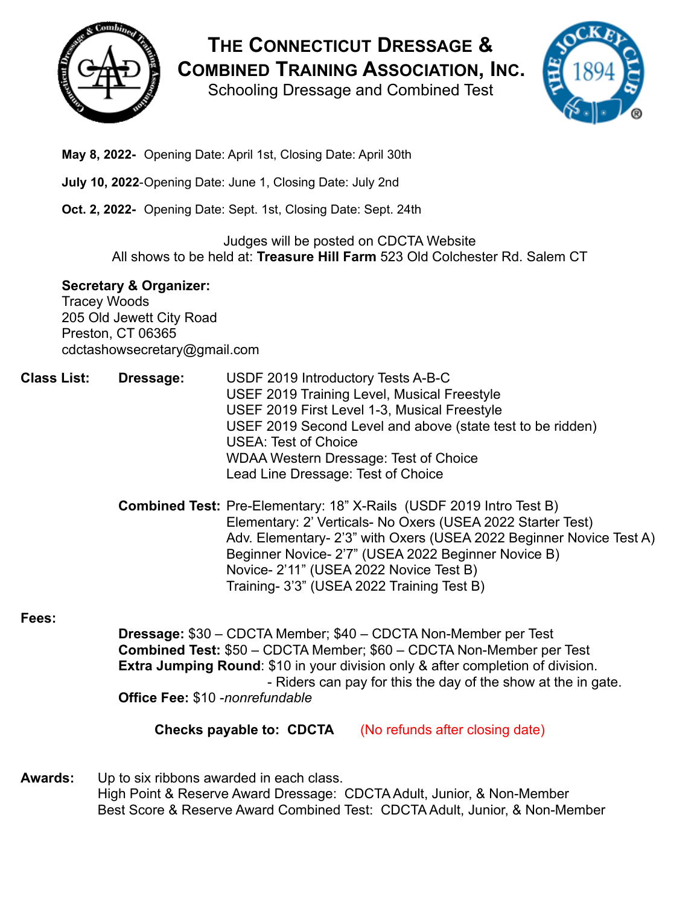# The Connecticut Dressage & Combined Training Association, Inc.

Schooling Dressage and Combined Test

**May 8, 2022-** Opening Date: April 1st, Closing Date: April 30th

**July 10, 2022**-Opening Date: June 1, Closing Date: July 2nd

**Oct. 2, 2022-** Opening Date: Sept. 1st, Closing Date: Sept. 24th

Judges will be posted on CDCTA Website
All shows to be held at: **Treasure Hill Farm** 523 Old Colchester Rd. Salem CT

**Secretary & Organizer:**
Tracey Woods
205 Old Jewett City Road
Preston, CT 06365
cdctashowsecretary@gmail.com

**Class List:**

**Dressage:**
- USDF 2019 Introductory Tests A-B-C
- USEF 2019 Training Level, Musical Freestyle
- USEF 2019 First Level 1-3, Musical Freestyle
- USEF 2019 Second Level and above (state test to be ridden)
- USEA: Test of Choice
- WDAA Western Dressage: Test of Choice
- Lead Line Dressage: Test of Choice

**Combined Test:**
- Pre-Elementary: 18" X-Rails (USDF 2019 Intro Test B)
- Elementary: 2' Verticals- No Oxers (USEA 2022 Starter Test)
- Adv. Elementary- 2'3" with Oxers (USEA 2022 Beginner Novice Test A)
- Beginner Novice- 2'7" (USEA 2022 Beginner Novice B)
- Novice- 2'11" (USEA 2022 Novice Test B)
- Training- 3'3" (USEA 2022 Training Test B)

**Fees:**

**Dressage:** $30 – CDCTA Member; $40 – CDCTA Non-Member per Test
**Combined Test:** $50 – CDCTA Member; $60 – CDCTA Non-Member per Test
**Extra Jumping Round**: $10 in your division only & after completion of division.
- Riders can pay for this the day of the show at the in gate.

**Office Fee:** $10 -*nonrefundable*

**Checks payable to: CDCTA** (No refunds after closing date)

**Awards:** Up to six ribbons awarded in each class.
High Point & Reserve Award Dressage: CDCTA Adult, Junior, & Non-Member
Best Score & Reserve Award Combined Test: CDCTA Adult, Junior, & Non-Member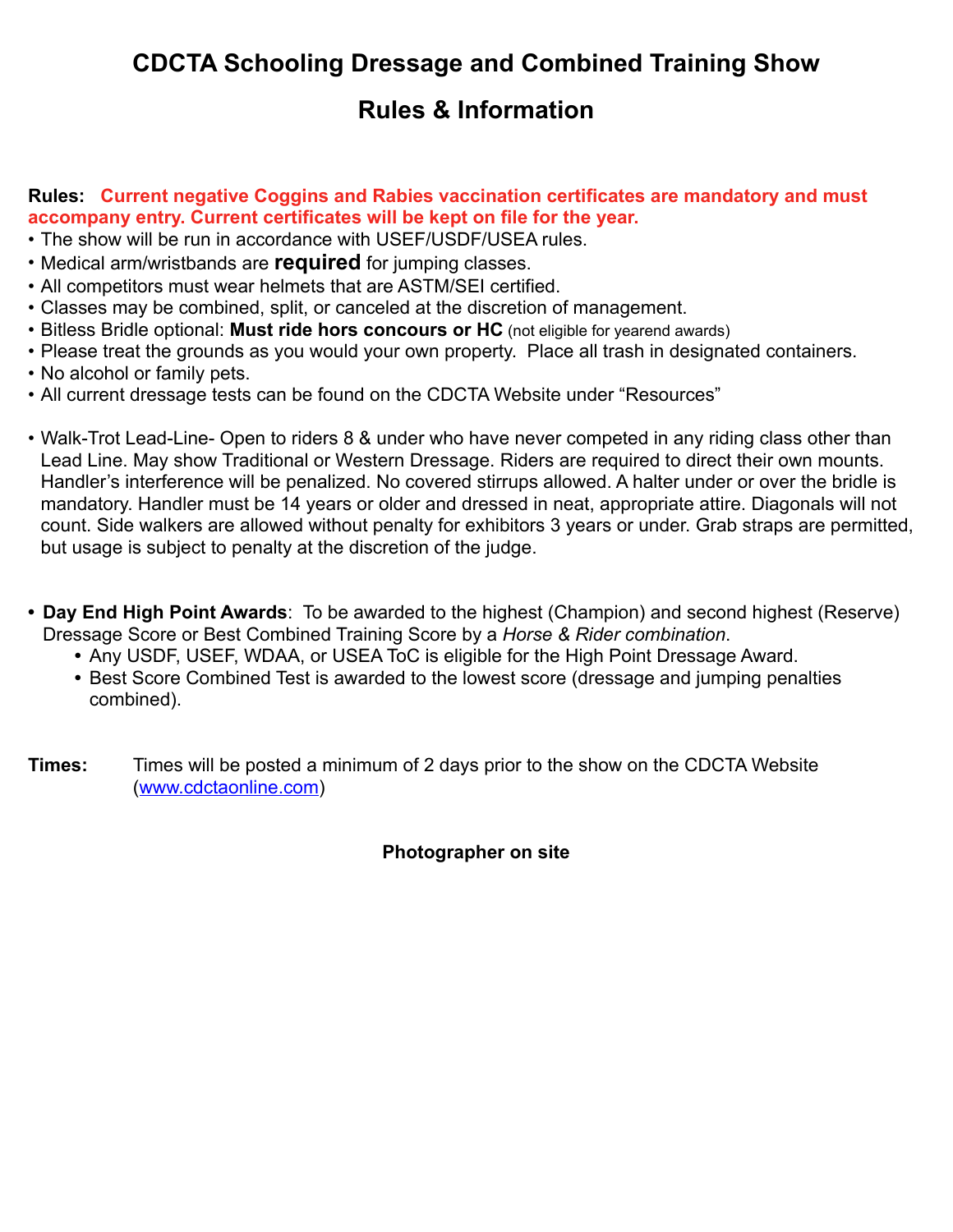# CDCTA Schooling Dressage and Combined Training Show

## Rules & Information

**Rules:** **Current negative Coggins and Rabies vaccination certificates are mandatory and must accompany entry. Current certificates will be kept on file for the year.**

- The show will be run in accordance with USEF/USDF/USEA rules.
- Medical arm/wristbands are **required** for jumping classes.
- All competitors must wear helmets that are ASTM/SEI certified.
- Classes may be combined, split, or canceled at the discretion of management.
- Bitless Bridle optional: **Must ride hors concours or HC** (not eligible for yearend awards)
- Please treat the grounds as you would your own property. Place all trash in designated containers.
- No alcohol or family pets.
- All current dressage tests can be found on the CDCTA Website under "Resources"

- Walk-Trot Lead-Line- Open to riders 8 & under who have never competed in any riding class other than Lead Line. May show Traditional or Western Dressage. Riders are required to direct their own mounts. Handler's interference will be penalized. No covered stirrups allowed. A halter under or over the bridle is mandatory. Handler must be 14 years or older and dressed in neat, appropriate attire. Diagonals will not count. Side walkers are allowed without penalty for exhibitors 3 years or under. Grab straps are permitted, but usage is subject to penalty at the discretion of the judge.

- **Day End High Point Awards**: To be awarded to the highest (Champion) and second highest (Reserve) Dressage Score or Best Combined Training Score by a *Horse & Rider combination*.
  - Any USDF, USEF, WDAA, or USEA ToC is eligible for the High Point Dressage Award.
  - Best Score Combined Test is awarded to the lowest score (dressage and jumping penalties combined).

**Times:** Times will be posted a minimum of 2 days prior to the show on the CDCTA Website (www.cdctaonline.com)

**Photographer on site**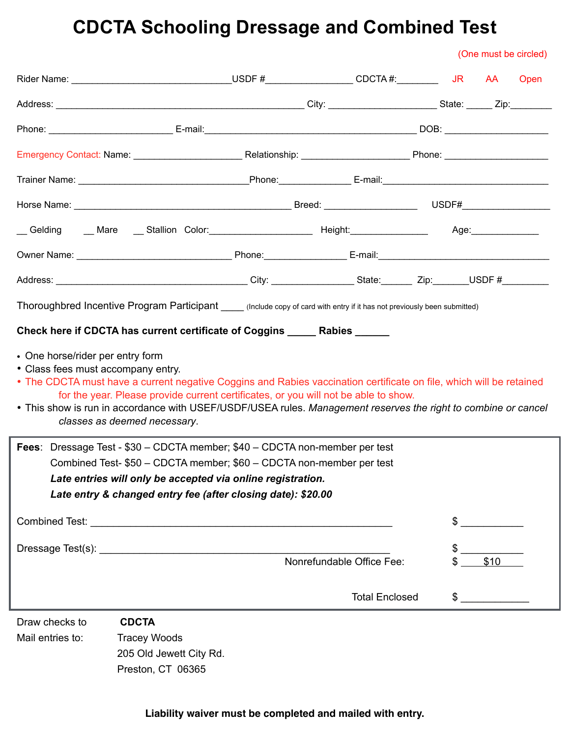# CDCTA Schooling Dressage and Combined Test

(One must be circled)

Rider Name: ______________________________USDF #________________ CDCTA #:________ JR AA Open

Address: _______________________________________________ City: ____________________ State: _____ Zip:________

Phone: _______________________ E-mail:________________________________________ DOB: ___________________

Emergency Contact: Name: ____________________ Relationship: ____________________ Phone: ___________________

Trainer Name: ________________________________Phone:_____________ E-mail:________________________________

Horse Name: _________________________________________ Breed: _________________ USDF#_________________

__ Gelding __ Mare __ Stallion Color:____________________ Height:_______________ Age:_____________

Owner Name: _____________________________ Phone:_______________ E-mail:_________________________________

Address: ____________________________________ City: _______________ State:______ Zip:_______USDF #_________

Thoroughbred Incentive Program Participant ____ (Include copy of card with entry if it has not previously been submitted)

**Check here if CDCTA has current certificate of Coggins _____ Rabies ______**

- One horse/rider per entry form
- Class fees must accompany entry.
- The CDCTA must have a current negative Coggins and Rabies vaccination certificate on file, which will be retained for the year. Please provide current certificates, or you will not be able to show.
- This show is run in accordance with USEF/USDF/USEA rules. *Management reserves the right to combine or cancel classes as deemed necessary*.

**Fees**: Dressage Test - $30 – CDCTA member; $40 – CDCTA non-member per test

Combined Test- $50 – CDCTA member; $60 – CDCTA non-member per test

***Late entries will only be accepted via online registration.***

***Late entry & changed entry fee (after closing date): $20.00***

Combined Test: _______________________________________________________ $ ___________

Dressage Test(s): _____________________________________________________ $ ___________

Nonrefundable Office Fee: $ $10

Total Enclosed $ ____________

Draw checks to **CDCTA**

Mail entries to: Tracey Woods
205 Old Jewett City Rd.
Preston, CT 06365

**Liability waiver must be completed and mailed with entry.**